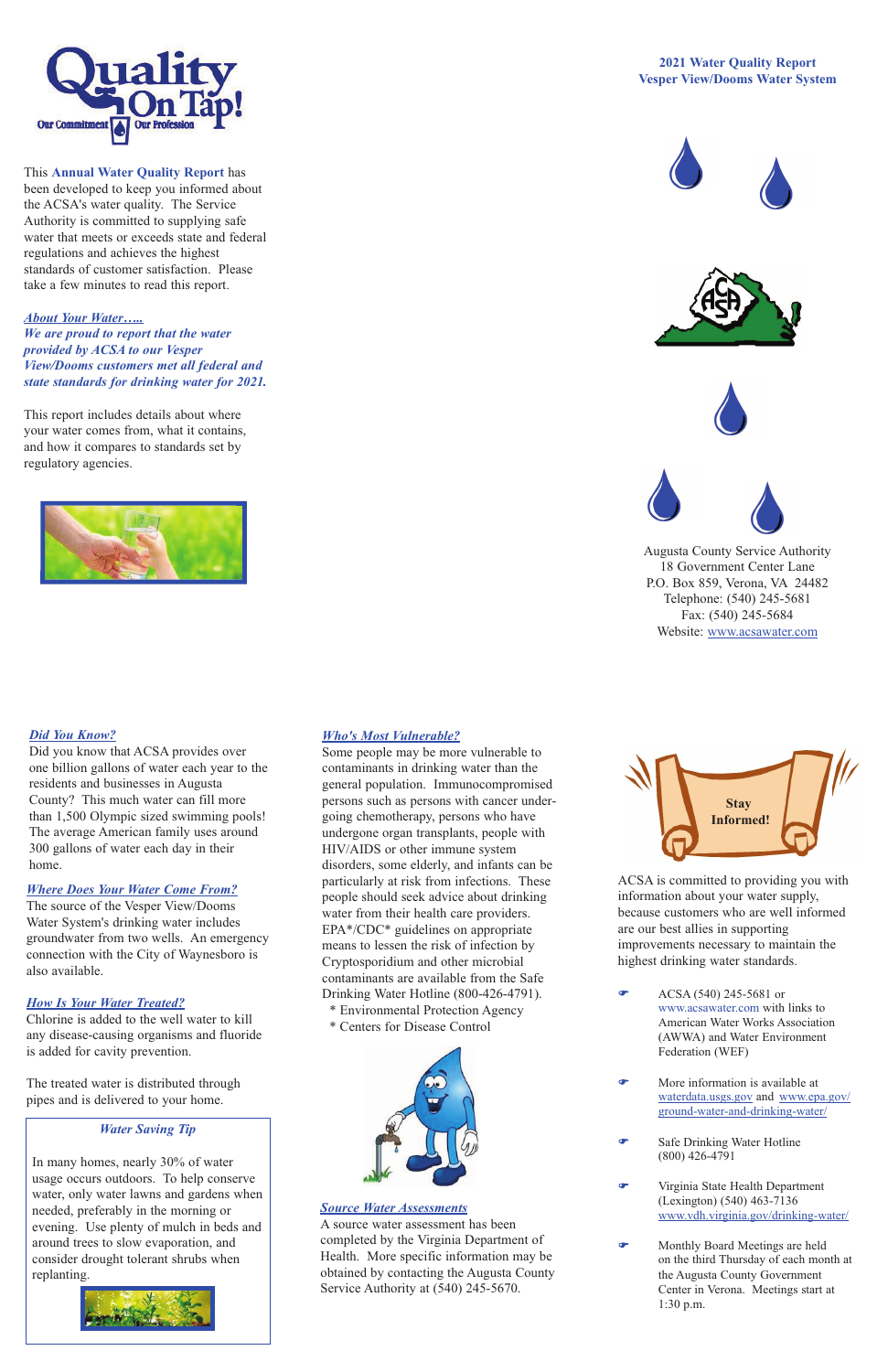**Quality On Tap!**
Our Commitment · Our Profession

## 2021 Water Quality Report
## Vesper View/Dooms Water System

This **Annual Water Quality Report** has been developed to keep you informed about the ACSA's water quality. The Service Authority is committed to supplying safe water that meets or exceeds state and federal regulations and achieves the highest standards of customer satisfaction. Please take a few minutes to read this report.

### *About Your Water…..*

***We are proud to report that the water provided by ACSA to our Vesper View/Dooms customers met all federal and state standards for drinking water for 2021.***

This report includes details about where your water comes from, what it contains, and how it compares to standards set by regulatory agencies.

Augusta County Service Authority
18 Government Center Lane
P.O. Box 859, Verona, VA 24482
Telephone: (540) 245-5681
Fax: (540) 245-5684
Website: www.acsawater.com

### *Did You Know?*

Did you know that ACSA provides over one billion gallons of water each year to the residents and businesses in Augusta County? This much water can fill more than 1,500 Olympic sized swimming pools! The average American family uses around 300 gallons of water each day in their home.

### *Where Does Your Water Come From?*

The source of the Vesper View/Dooms Water System's drinking water includes groundwater from two wells. An emergency connection with the City of Waynesboro is also available.

### *How Is Your Water Treated?*

Chlorine is added to the well water to kill any disease-causing organisms and fluoride is added for cavity prevention.

The treated water is distributed through pipes and is delivered to your home.

### *Water Saving Tip*

In many homes, nearly 30% of water usage occurs outdoors. To help conserve water, only water lawns and gardens when needed, preferably in the morning or evening. Use plenty of mulch in beds and around trees to slow evaporation, and consider drought tolerant shrubs when replanting.

### *Who's Most Vulnerable?*

Some people may be more vulnerable to contaminants in drinking water than the general population. Immunocompromised persons such as persons with cancer undergoing chemotherapy, persons who have undergone organ transplants, people with HIV/AIDS or other immune system disorders, some elderly, and infants can be particularly at risk from infections. These people should seek advice about drinking water from their health care providers. EPA*/CDC* guidelines on appropriate means to lessen the risk of infection by Cryptosporidium and other microbial contaminants are available from the Safe Drinking Water Hotline (800-426-4791).

\* Environmental Protection Agency
\* Centers for Disease Control

### *Source Water Assessments*

A source water assessment has been completed by the Virginia Department of Health. More specific information may be obtained by contacting the Augusta County Service Authority at (540) 245-5670.

### Stay Informed!

ACSA is committed to providing you with information about your water supply, because customers who are well informed are our best allies in supporting improvements necessary to maintain the highest drinking water standards.

- ACSA (540) 245-5681 or www.acsawater.com with links to American Water Works Association (AWWA) and Water Environment Federation (WEF)
- More information is available at waterdata.usgs.gov and www.epa.gov/ground-water-and-drinking-water/
- Safe Drinking Water Hotline (800) 426-4791
- Virginia State Health Department (Lexington) (540) 463-7136 www.vdh.virginia.gov/drinking-water/
- Monthly Board Meetings are held on the third Thursday of each month at the Augusta County Government Center in Verona. Meetings start at 1:30 p.m.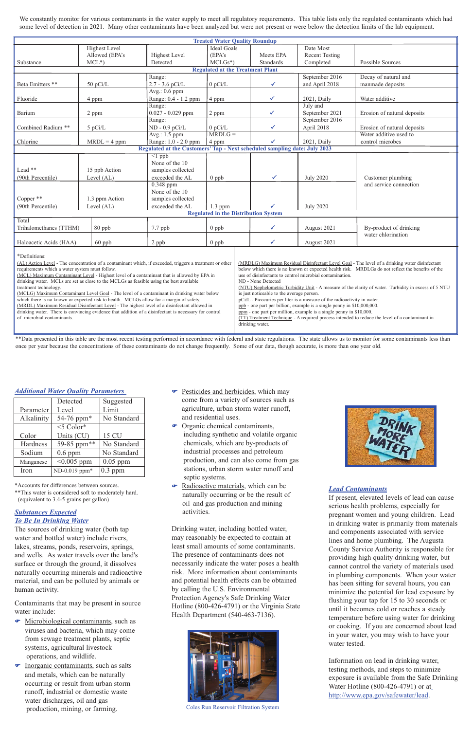We constantly monitor for various contaminants in the water supply to meet all regulatory requirements. This table lists only the regulated contaminants which had some level of detection in 2021. Many other contaminants have been analyzed but were not present or were below the detection limits of the lab equipment.

| Substance | Highest Level Allowed (EPA's MCL*) | Highest Level Detected | Ideal Goals (EPA's MCLGs*) | Meets EPA Standards | Date Most Recent Testing Completed | Possible Sources |
|---|---|---|---|---|---|---|
| **Treated Water Quality Roundup** | | | | | | |
| **Regulated at the Treatment Plant** | | | | | | |
| Beta Emitters ** | 50 pCi/L | Range: 2.7 - 3.6 pCi/L | 0 pCi/L | ✓ | September 2016 and April 2018 | Decay of natural and manmade deposits |
| Fluoride | 4 ppm | Avg.: 0.6 ppm Range: 0.4 - 1.2 ppm | 4 ppm | ✓ | 2021, Daily | Water additive |
| Barium | 2 ppm | Range: 0.027 - 0.029 ppm | 2 ppm | ✓ | July and September 2021 | Erosion of natural deposits |
| Combined Radium ** | 5 pCi/L | Range: ND - 0.9 pCi/L | 0 pCi/L | ✓ | September 2016 April 2018 | Erosion of natural deposits |
| Chlorine | MRDL = 4 ppm | Avg.: 1.5 ppm Range: 1.0 - 2.0 ppm | MRDLG = 4 ppm | ✓ | 2021, Daily | Water additive used to control microbes |
| **Regulated at the Customers' Tap - Next scheduled sampling date: July 2023** | | | | | | |
| Lead ** (90th Percentile) | 15 ppb Action Level (AL) | <1 ppb None of the 10 samples collected exceeded the AL | 0 ppb | ✓ | July 2020 | Customer plumbing and service connection |
| Copper ** (90th Percentile) | 1.3 ppm Action Level (AL) | 0.348 ppm None of the 10 samples collected exceeded the AL | 1.3 ppm | ✓ | July 2020 | Customer plumbing and service connection |
| **Regulated in the Distribution System** | | | | | | |
| Total Trihalomethanes (TTHM) | 80 ppb | 7.7 ppb | 0 ppb | ✓ | August 2021 | By-product of drinking water chlorination |
| Haloacetic Acids (HAA) | 60 ppb | 2 ppb | 0 ppb | ✓ | August 2021 | By-product of drinking water chlorination |

*Definitions:

(AL) Action Level - The concentration of a contaminant which, if exceeded, triggers a treatment or other requirements which a water system must follow.
(MCL) Maximum Contaminant Level - Highest level of a contaminant that is allowed by EPA in drinking water. MCLs are set as close to the MCLGs as feasible using the best available treatment technology.
(MCLG) Maximum Contaminant Level Goal - The level of a contaminant in drinking water below which there is no known or expected risk to health. MCLGs allow for a margin of safety.
(MRDL) Maximum Residual Disinfectant Level - The highest level of a disinfectant allowed in drinking water. There is convincing evidence that addition of a disinfectant is necessary for control of microbial contaminants.
(MRDLG) Maximum Residual Disinfectant Level Goal - The level of a drinking water disinfectant below which there is no known or expected health risk. MRDLGs do not reflect the benefits of the use of disinfectants to control microbial contamination.
ND - None Detected
(NTU) Nephelometric Turbidity Unit - A measure of the clarity of water. Turbidity in excess of 5 NTU is just noticeable to the average person.
pCi/L - Picocuries per liter is a measure of the radioactivity in water.
ppb - one part per billion, example is a single penny in $10,000,000.
ppm - one part per million, example is a single penny in $10,000.
(TT) Treatment Technique - A required process intended to reduce the level of a contaminant in drinking water.

**Data presented in this table are the most recent testing performed in accordance with federal and state regulations. The state allows us to monitor for some contaminants less than once per year because the concentrations of these contaminants do not change frequently. Some of our data, though accurate, is more than one year old.

## *Additional Water Quality Parameters*

| Parameter | Detected Level | Suggested Limit |
|---|---|---|
| Alkalinity | 54-76 ppm* | No Standard |
| Color | <5 Color* Units (CU) | 15 CU |
| Hardness | 59-85 ppm** | No Standard |
| Sodium | 0.6 ppm | No Standard |
| Manganese | <0.005 ppm | 0.05 ppm |
| Iron | ND-0.019 ppm* | 0.3 ppm |

*Accounts for differences between sources.
**This water is considered soft to moderately hard. (equivalent to 3.4-5 grains per gallon)

## *Substances Expected To Be In Drinking Water*

The sources of drinking water (both tap water and bottled water) include rivers, lakes, streams, ponds, reservoirs, springs, and wells. As water travels over the land's surface or through the ground, it dissolves naturally occurring minerals and radioactive material, and can be polluted by animals or human activity.

Contaminants that may be present in source water include:

- Microbiological contaminants, such as viruses and bacteria, which may come from sewage treatment plants, septic systems, agricultural livestock operations, and wildlife.
- Inorganic contaminants, such as salts and metals, which can be naturally occurring or result from urban storm runoff, industrial or domestic waste water discharges, oil and gas production, mining, or farming.
- Pesticides and herbicides, which may come from a variety of sources such as agriculture, urban storm water runoff, and residential uses.
- Organic chemical contaminants, including synthetic and volatile organic chemicals, which are by-products of industrial processes and petroleum production, and can also come from gas stations, urban storm water runoff and septic systems.
- Radioactive materials, which can be naturally occurring or be the result of oil and gas production and mining activities.

Drinking water, including bottled water, may reasonably be expected to contain at least small amounts of some contaminants. The presence of contaminants does not necessarily indicate the water poses a health risk. More information about contaminants and potential health effects can be obtained by calling the U.S. Environmental Protection Agency's Safe Drinking Water Hotline (800-426-4791) or the Virginia State Health Department (540-463-7136).

Coles Run Reservoir Filtration System

## *Lead Contaminants*

If present, elevated levels of lead can cause serious health problems, especially for pregnant women and young children. Lead in drinking water is primarily from materials and components associated with service lines and home plumbing. The Augusta County Service Authority is responsible for providing high quality drinking water, but cannot control the variety of materials used in plumbing components. When your water has been sitting for several hours, you can minimize the potential for lead exposure by flushing your tap for 15 to 30 seconds or until it becomes cold or reaches a steady temperature before using water for drinking or cooking. If you are concerned about lead in your water, you may wish to have your water tested.

Information on lead in drinking water, testing methods, and steps to minimize exposure is available from the Safe Drinking Water Hotline (800-426-4791) or at http://www.epa.gov/safewater/lead.